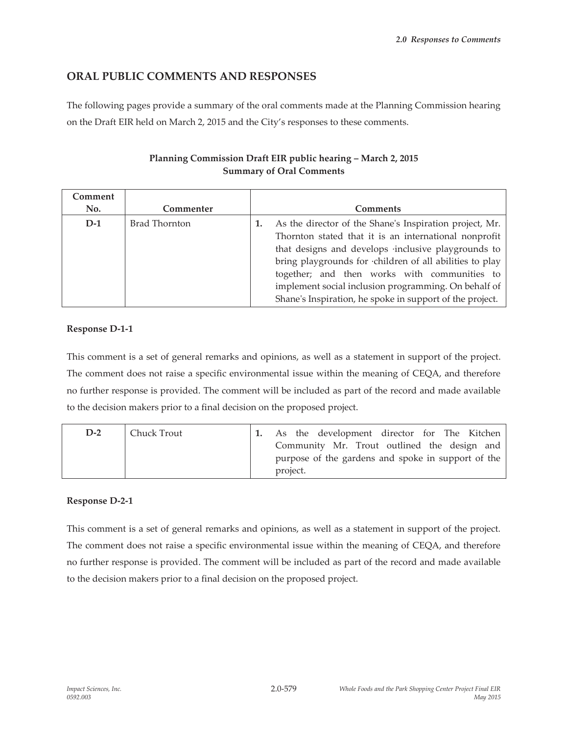## ORAL PUBLIC COMMENTS AND RESPONSES

The following pages provide a summary of the oral comments made at the Planning Commission hearing on the Draft EIR held on March 2, 2015 and the City's responses to these comments.

**Planning Commission Draft EIR public hearing – March 2, 2015**
**Summary of Oral Comments**

| Comment No. | Commenter | Comments |
|---|---|---|
| **D-1** | Brad Thornton | **1.** As the director of the Shane's Inspiration project, Mr. Thornton stated that it is an international nonprofit that designs and develops ·inclusive playgrounds to bring playgrounds for ·children of all abilities to play together; and then works with communities to implement social inclusion programming. On behalf of Shane's Inspiration, he spoke in support of the project. |

**Response D-1-1**

This comment is a set of general remarks and opinions, as well as a statement in support of the project. The comment does not raise a specific environmental issue within the meaning of CEQA, and therefore no further response is provided. The comment will be included as part of the record and made available to the decision makers prior to a final decision on the proposed project.

| Comment No. | Commenter | Comments |
|---|---|---|
| **D-2** | Chuck Trout | **1.** As the development director for The Kitchen Community Mr. Trout outlined the design and purpose of the gardens and spoke in support of the project. |

**Response D-2-1**

This comment is a set of general remarks and opinions, as well as a statement in support of the project. The comment does not raise a specific environmental issue within the meaning of CEQA, and therefore no further response is provided. The comment will be included as part of the record and made available to the decision makers prior to a final decision on the proposed project.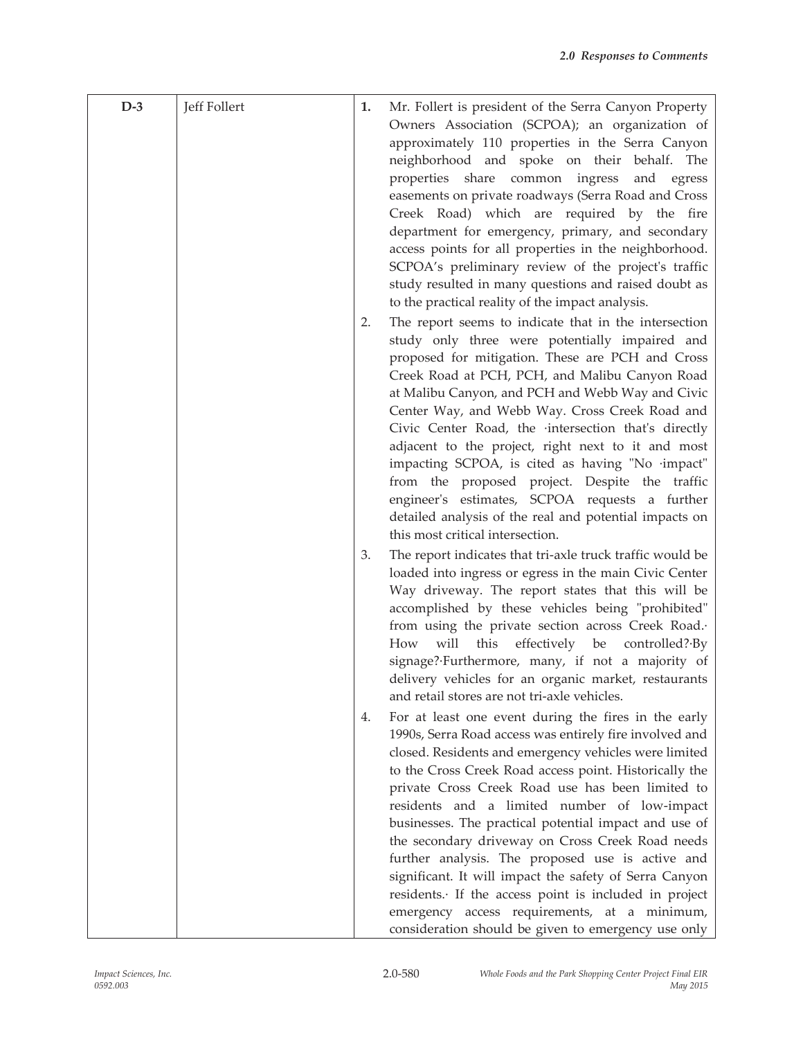| | | | |
|---|---|---|---|
| **D-3** | Jeff Follert | **1.** | Mr. Follert is president of the Serra Canyon Property Owners Association (SCPOA); an organization of approximately 110 properties in the Serra Canyon neighborhood and spoke on their behalf. The properties share common ingress and egress easements on private roadways (Serra Road and Cross Creek Road) which are required by the fire department for emergency, primary, and secondary access points for all properties in the neighborhood. SCPOA's preliminary review of the project's traffic study resulted in many questions and raised doubt as to the practical reality of the impact analysis. |
| | | 2. | The report seems to indicate that in the intersection study only three were potentially impaired and proposed for mitigation. These are PCH and Cross Creek Road at PCH, PCH, and Malibu Canyon Road at Malibu Canyon, and PCH and Webb Way and Civic Center Way, and Webb Way. Cross Creek Road and Civic Center Road, the ·intersection that's directly adjacent to the project, right next to it and most impacting SCPOA, is cited as having "No ·impact" from the proposed project. Despite the traffic engineer's estimates, SCPOA requests a further detailed analysis of the real and potential impacts on this most critical intersection. |
| | | 3. | The report indicates that tri-axle truck traffic would be loaded into ingress or egress in the main Civic Center Way driveway. The report states that this will be accomplished by these vehicles being "prohibited" from using the private section across Creek Road.· How will this effectively be controlled?·By signage?·Furthermore, many, if not a majority of delivery vehicles for an organic market, restaurants and retail stores are not tri-axle vehicles. |
| | | 4. | For at least one event during the fires in the early 1990s, Serra Road access was entirely fire involved and closed. Residents and emergency vehicles were limited to the Cross Creek Road access point. Historically the private Cross Creek Road use has been limited to residents and a limited number of low-impact businesses. The practical potential impact and use of the secondary driveway on Cross Creek Road needs further analysis. The proposed use is active and significant. It will impact the safety of Serra Canyon residents.· If the access point is included in project emergency access requirements, at a minimum, consideration should be given to emergency use only |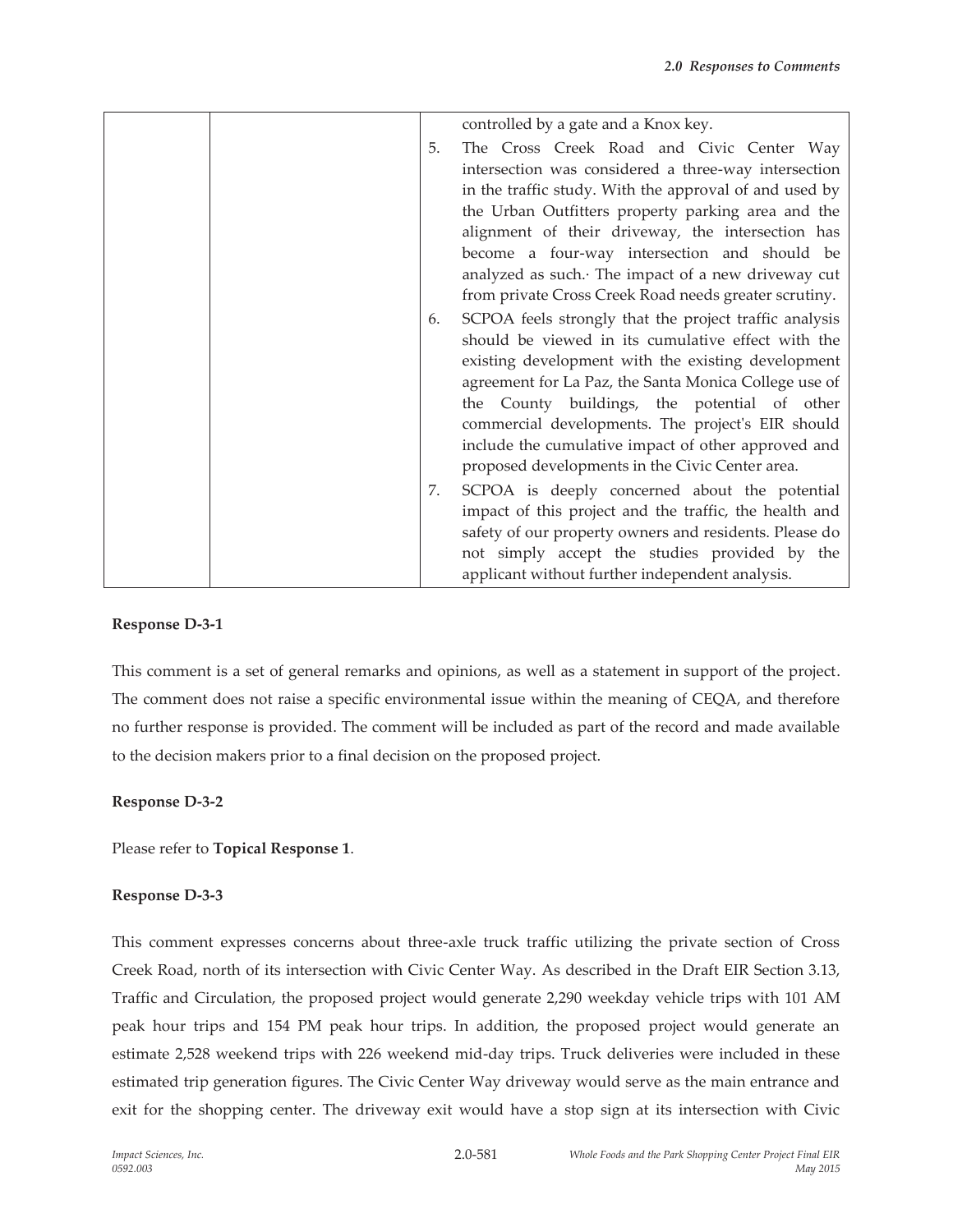| | | controlled by a gate and a Knox key.<br>5. The Cross Creek Road and Civic Center Way intersection was considered a three-way intersection in the traffic study. With the approval of and used by the Urban Outfitters property parking area and the alignment of their driveway, the intersection has become a four-way intersection and should be analyzed as such.· The impact of a new driveway cut from private Cross Creek Road needs greater scrutiny.<br>6. SCPOA feels strongly that the project traffic analysis should be viewed in its cumulative effect with the existing development with the existing development agreement for La Paz, the Santa Monica College use of the County buildings, the potential of other commercial developments. The project's EIR should include the cumulative impact of other approved and proposed developments in the Civic Center area.<br>7. SCPOA is deeply concerned about the potential impact of this project and the traffic, the health and safety of our property owners and residents. Please do not simply accept the studies provided by the applicant without further independent analysis. |
|---|---|---|

**Response D-3-1**

This comment is a set of general remarks and opinions, as well as a statement in support of the project. The comment does not raise a specific environmental issue within the meaning of CEQA, and therefore no further response is provided. The comment will be included as part of the record and made available to the decision makers prior to a final decision on the proposed project.

**Response D-3-2**

Please refer to **Topical Response 1**.

**Response D-3-3**

This comment expresses concerns about three-axle truck traffic utilizing the private section of Cross Creek Road, north of its intersection with Civic Center Way. As described in the Draft EIR Section 3.13, Traffic and Circulation, the proposed project would generate 2,290 weekday vehicle trips with 101 AM peak hour trips and 154 PM peak hour trips. In addition, the proposed project would generate an estimate 2,528 weekend trips with 226 weekend mid-day trips. Truck deliveries were included in these estimated trip generation figures. The Civic Center Way driveway would serve as the main entrance and exit for the shopping center. The driveway exit would have a stop sign at its intersection with Civic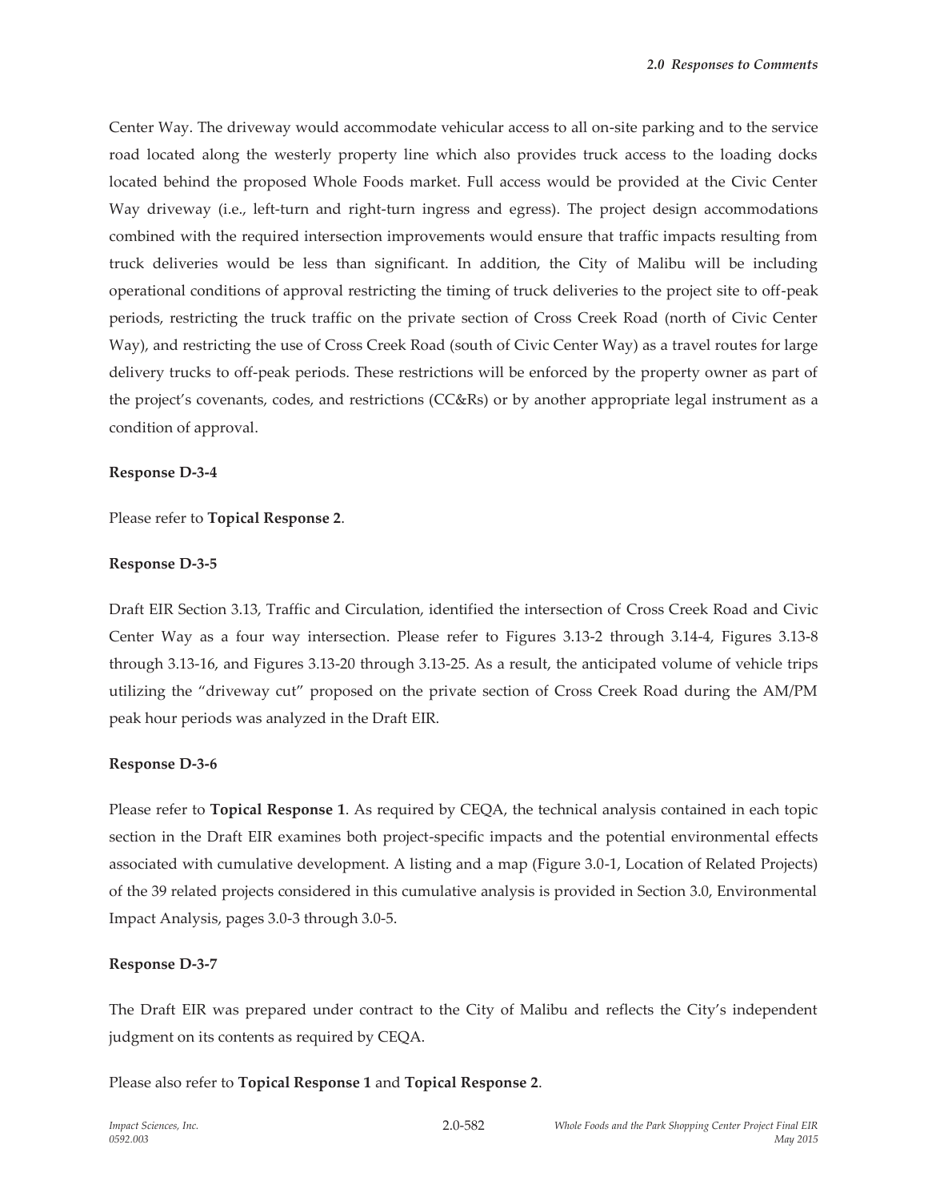Center Way. The driveway would accommodate vehicular access to all on-site parking and to the service road located along the westerly property line which also provides truck access to the loading docks located behind the proposed Whole Foods market. Full access would be provided at the Civic Center Way driveway (i.e., left-turn and right-turn ingress and egress). The project design accommodations combined with the required intersection improvements would ensure that traffic impacts resulting from truck deliveries would be less than significant. In addition, the City of Malibu will be including operational conditions of approval restricting the timing of truck deliveries to the project site to off-peak periods, restricting the truck traffic on the private section of Cross Creek Road (north of Civic Center Way), and restricting the use of Cross Creek Road (south of Civic Center Way) as a travel routes for large delivery trucks to off-peak periods. These restrictions will be enforced by the property owner as part of the project's covenants, codes, and restrictions (CC&Rs) or by another appropriate legal instrument as a condition of approval.

**Response D-3-4**

Please refer to **Topical Response 2**.

**Response D-3-5**

Draft EIR Section 3.13, Traffic and Circulation, identified the intersection of Cross Creek Road and Civic Center Way as a four way intersection. Please refer to Figures 3.13-2 through 3.14-4, Figures 3.13-8 through 3.13-16, and Figures 3.13-20 through 3.13-25. As a result, the anticipated volume of vehicle trips utilizing the "driveway cut" proposed on the private section of Cross Creek Road during the AM/PM peak hour periods was analyzed in the Draft EIR.

**Response D-3-6**

Please refer to **Topical Response 1**. As required by CEQA, the technical analysis contained in each topic section in the Draft EIR examines both project-specific impacts and the potential environmental effects associated with cumulative development. A listing and a map (Figure 3.0-1, Location of Related Projects) of the 39 related projects considered in this cumulative analysis is provided in Section 3.0, Environmental Impact Analysis, pages 3.0-3 through 3.0-5.

**Response D-3-7**

The Draft EIR was prepared under contract to the City of Malibu and reflects the City's independent judgment on its contents as required by CEQA.

Please also refer to **Topical Response 1** and **Topical Response 2**.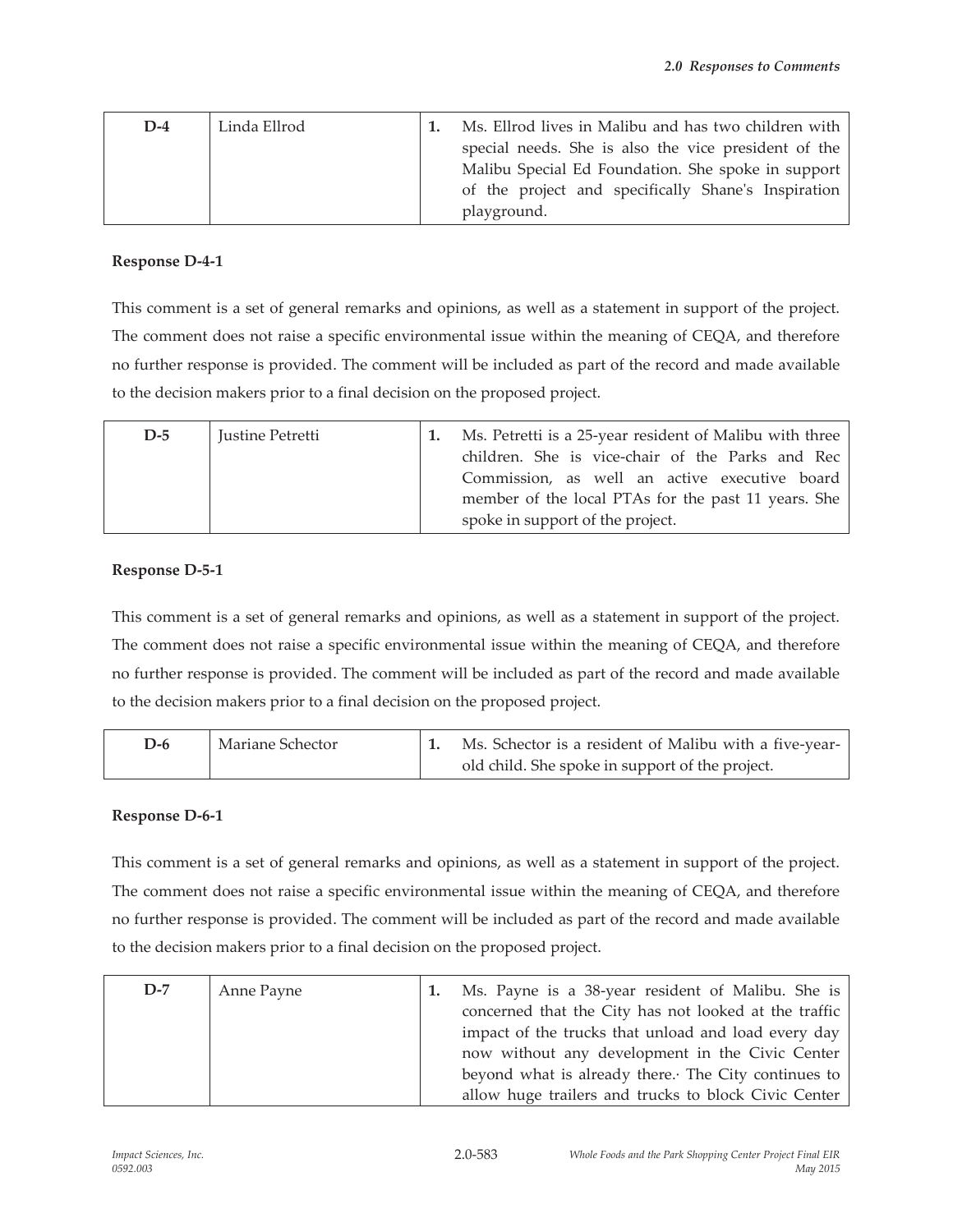| D-4 | Linda Ellrod | 1. | Ms. Ellrod lives in Malibu and has two children with special needs. She is also the vice president of the Malibu Special Ed Foundation. She spoke in support of the project and specifically Shane's Inspiration playground. |
|---|---|---|---|

**Response D-4-1**

This comment is a set of general remarks and opinions, as well as a statement in support of the project. The comment does not raise a specific environmental issue within the meaning of CEQA, and therefore no further response is provided. The comment will be included as part of the record and made available to the decision makers prior to a final decision on the proposed project.

| D-5 | Justine Petretti | 1. | Ms. Petretti is a 25-year resident of Malibu with three children. She is vice-chair of the Parks and Rec Commission, as well an active executive board member of the local PTAs for the past 11 years. She spoke in support of the project. |
|---|---|---|---|

**Response D-5-1**

This comment is a set of general remarks and opinions, as well as a statement in support of the project. The comment does not raise a specific environmental issue within the meaning of CEQA, and therefore no further response is provided. The comment will be included as part of the record and made available to the decision makers prior to a final decision on the proposed project.

| D-6 | Mariane Schector | 1. | Ms. Schector is a resident of Malibu with a five-year-old child. She spoke in support of the project. |
|---|---|---|---|

**Response D-6-1**

This comment is a set of general remarks and opinions, as well as a statement in support of the project. The comment does not raise a specific environmental issue within the meaning of CEQA, and therefore no further response is provided. The comment will be included as part of the record and made available to the decision makers prior to a final decision on the proposed project.

| D-7 | Anne Payne | 1. | Ms. Payne is a 38-year resident of Malibu. She is concerned that the City has not looked at the traffic impact of the trucks that unload and load every day now without any development in the Civic Center beyond what is already there.· The City continues to allow huge trailers and trucks to block Civic Center |
|---|---|---|---|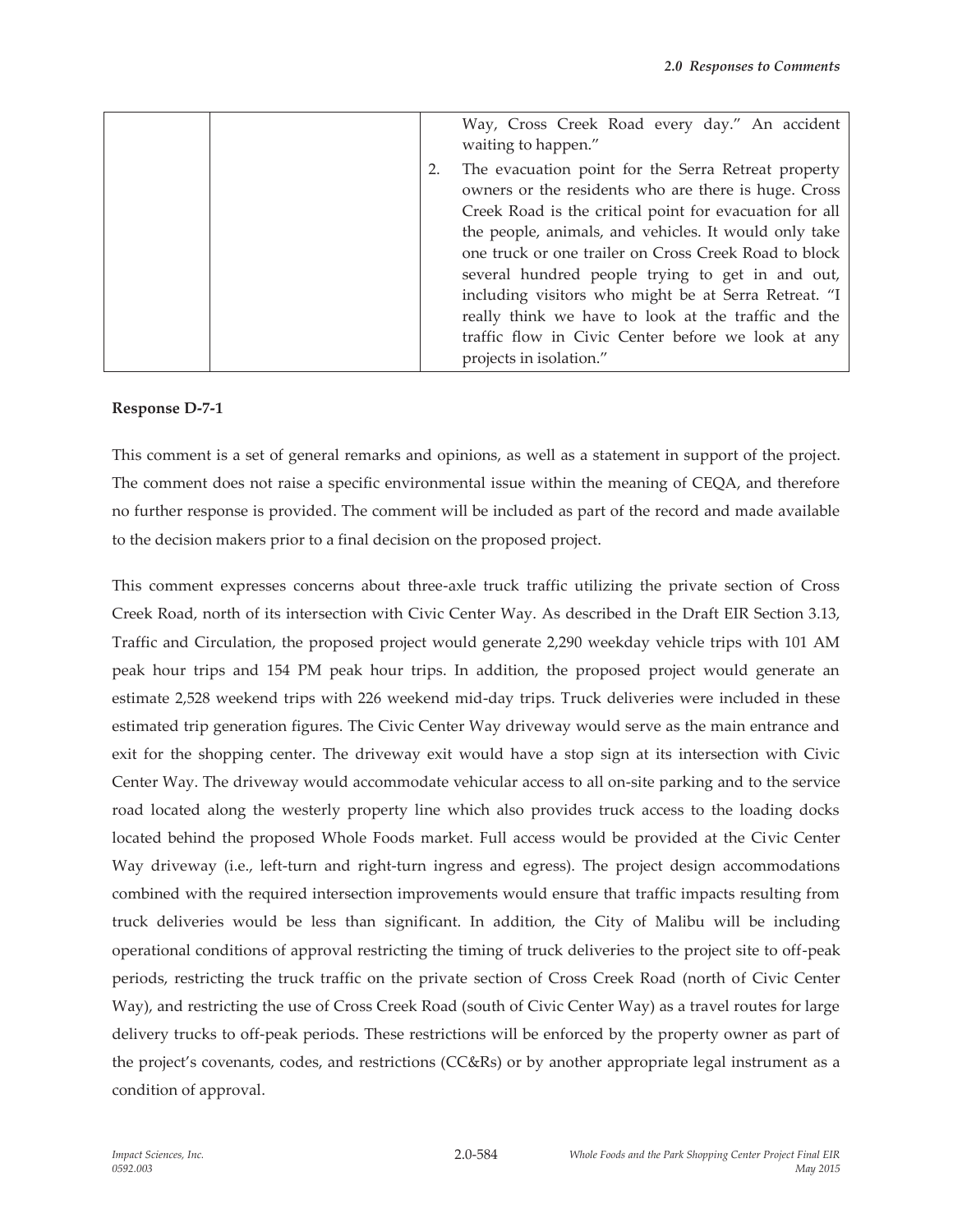| | | Way, Cross Creek Road every day." An accident waiting to happen." |
|---|---|---|
| | | 2. The evacuation point for the Serra Retreat property owners or the residents who are there is huge. Cross Creek Road is the critical point for evacuation for all the people, animals, and vehicles. It would only take one truck or one trailer on Cross Creek Road to block several hundred people trying to get in and out, including visitors who might be at Serra Retreat. "I really think we have to look at the traffic and the traffic flow in Civic Center before we look at any projects in isolation." |

**Response D-7-1**

This comment is a set of general remarks and opinions, as well as a statement in support of the project. The comment does not raise a specific environmental issue within the meaning of CEQA, and therefore no further response is provided. The comment will be included as part of the record and made available to the decision makers prior to a final decision on the proposed project.

This comment expresses concerns about three-axle truck traffic utilizing the private section of Cross Creek Road, north of its intersection with Civic Center Way. As described in the Draft EIR Section 3.13, Traffic and Circulation, the proposed project would generate 2,290 weekday vehicle trips with 101 AM peak hour trips and 154 PM peak hour trips. In addition, the proposed project would generate an estimate 2,528 weekend trips with 226 weekend mid-day trips. Truck deliveries were included in these estimated trip generation figures. The Civic Center Way driveway would serve as the main entrance and exit for the shopping center. The driveway exit would have a stop sign at its intersection with Civic Center Way. The driveway would accommodate vehicular access to all on-site parking and to the service road located along the westerly property line which also provides truck access to the loading docks located behind the proposed Whole Foods market. Full access would be provided at the Civic Center Way driveway (i.e., left-turn and right-turn ingress and egress). The project design accommodations combined with the required intersection improvements would ensure that traffic impacts resulting from truck deliveries would be less than significant. In addition, the City of Malibu will be including operational conditions of approval restricting the timing of truck deliveries to the project site to off-peak periods, restricting the truck traffic on the private section of Cross Creek Road (north of Civic Center Way), and restricting the use of Cross Creek Road (south of Civic Center Way) as a travel routes for large delivery trucks to off-peak periods. These restrictions will be enforced by the property owner as part of the project's covenants, codes, and restrictions (CC&Rs) or by another appropriate legal instrument as a condition of approval.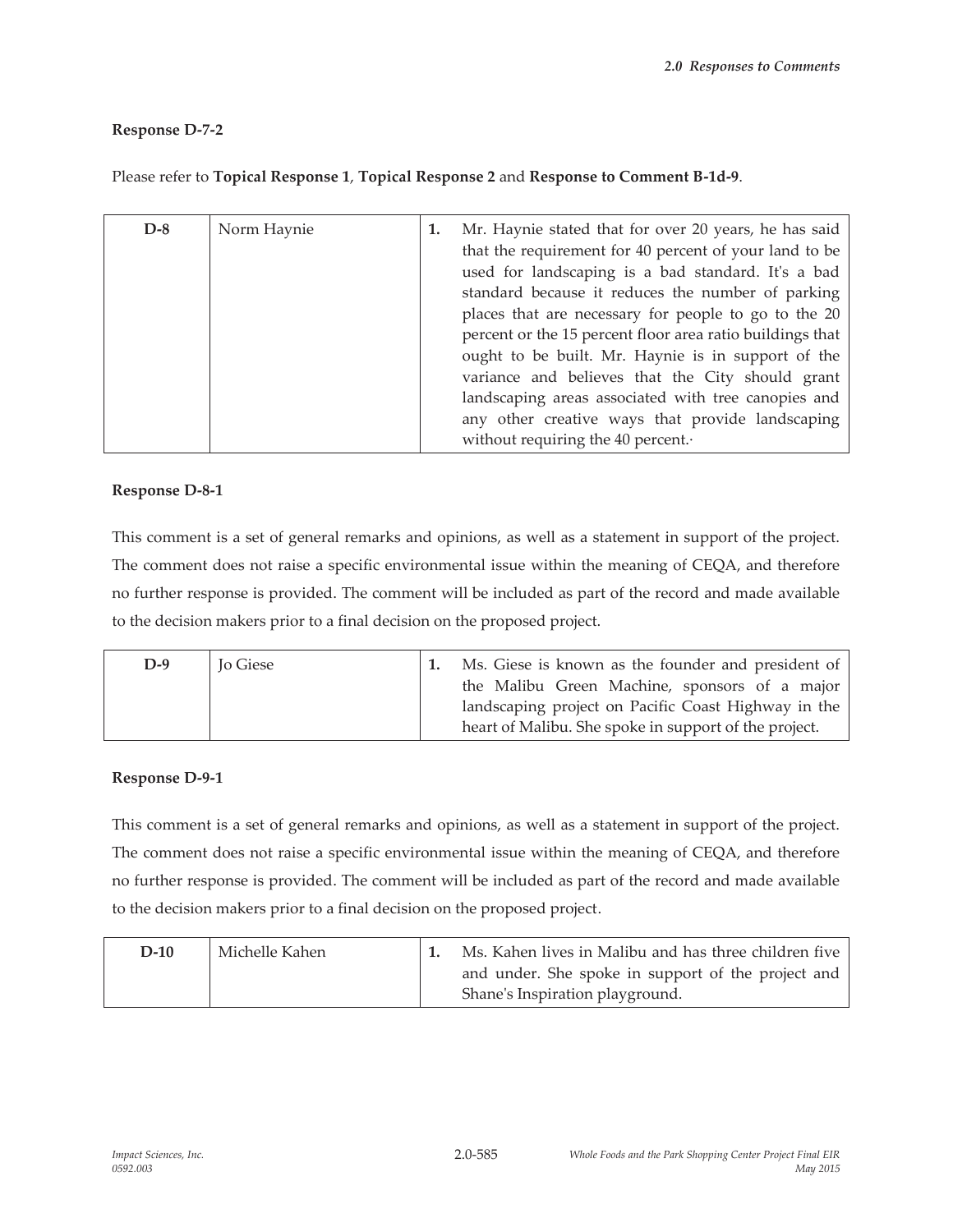**Response D-7-2**

Please refer to **Topical Response 1**, **Topical Response 2** and **Response to Comment B-1d-9**.

| | | | |
|---|---|---|---|
| **D-8** | Norm Haynie | **1.** | Mr. Haynie stated that for over 20 years, he has said that the requirement for 40 percent of your land to be used for landscaping is a bad standard. It's a bad standard because it reduces the number of parking places that are necessary for people to go to the 20 percent or the 15 percent floor area ratio buildings that ought to be built. Mr. Haynie is in support of the variance and believes that the City should grant landscaping areas associated with tree canopies and any other creative ways that provide landscaping without requiring the 40 percent.· |

**Response D-8-1**

This comment is a set of general remarks and opinions, as well as a statement in support of the project. The comment does not raise a specific environmental issue within the meaning of CEQA, and therefore no further response is provided. The comment will be included as part of the record and made available to the decision makers prior to a final decision on the proposed project.

| | | | |
|---|---|---|---|
| **D-9** | Jo Giese | **1.** | Ms. Giese is known as the founder and president of the Malibu Green Machine, sponsors of a major landscaping project on Pacific Coast Highway in the heart of Malibu. She spoke in support of the project. |

**Response D-9-1**

This comment is a set of general remarks and opinions, as well as a statement in support of the project. The comment does not raise a specific environmental issue within the meaning of CEQA, and therefore no further response is provided. The comment will be included as part of the record and made available to the decision makers prior to a final decision on the proposed project.

| | | | |
|---|---|---|---|
| **D-10** | Michelle Kahen | **1.** | Ms. Kahen lives in Malibu and has three children five and under. She spoke in support of the project and Shane's Inspiration playground. |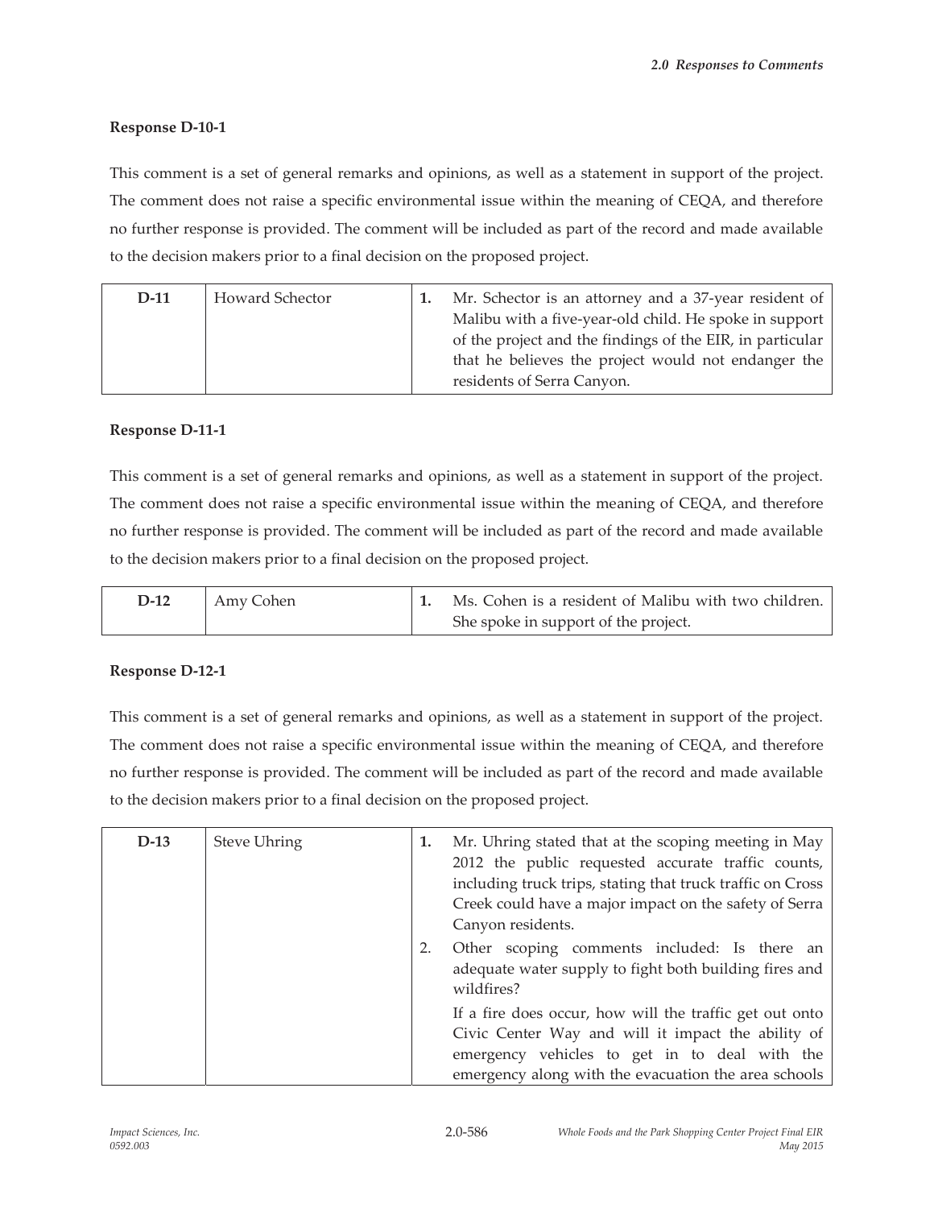**Response D-10-1**

This comment is a set of general remarks and opinions, as well as a statement in support of the project. The comment does not raise a specific environmental issue within the meaning of CEQA, and therefore no further response is provided. The comment will be included as part of the record and made available to the decision makers prior to a final decision on the proposed project.

| D-11 | Howard Schector | 1. Mr. Schector is an attorney and a 37-year resident of Malibu with a five-year-old child. He spoke in support of the project and the findings of the EIR, in particular that he believes the project would not endanger the residents of Serra Canyon. |
|---|---|---|

**Response D-11-1**

This comment is a set of general remarks and opinions, as well as a statement in support of the project. The comment does not raise a specific environmental issue within the meaning of CEQA, and therefore no further response is provided. The comment will be included as part of the record and made available to the decision makers prior to a final decision on the proposed project.

| D-12 | Amy Cohen | 1. Ms. Cohen is a resident of Malibu with two children. She spoke in support of the project. |
|---|---|---|

**Response D-12-1**

This comment is a set of general remarks and opinions, as well as a statement in support of the project. The comment does not raise a specific environmental issue within the meaning of CEQA, and therefore no further response is provided. The comment will be included as part of the record and made available to the decision makers prior to a final decision on the proposed project.

| D-13 | Steve Uhring | 1. Mr. Uhring stated that at the scoping meeting in May 2012 the public requested accurate traffic counts, including truck trips, stating that truck traffic on Cross Creek could have a major impact on the safety of Serra Canyon residents. <br> 2. Other scoping comments included: Is there an adequate water supply to fight both building fires and wildfires? <br> If a fire does occur, how will the traffic get out onto Civic Center Way and will it impact the ability of emergency vehicles to get in to deal with the emergency along with the evacuation the area schools |
|---|---|---|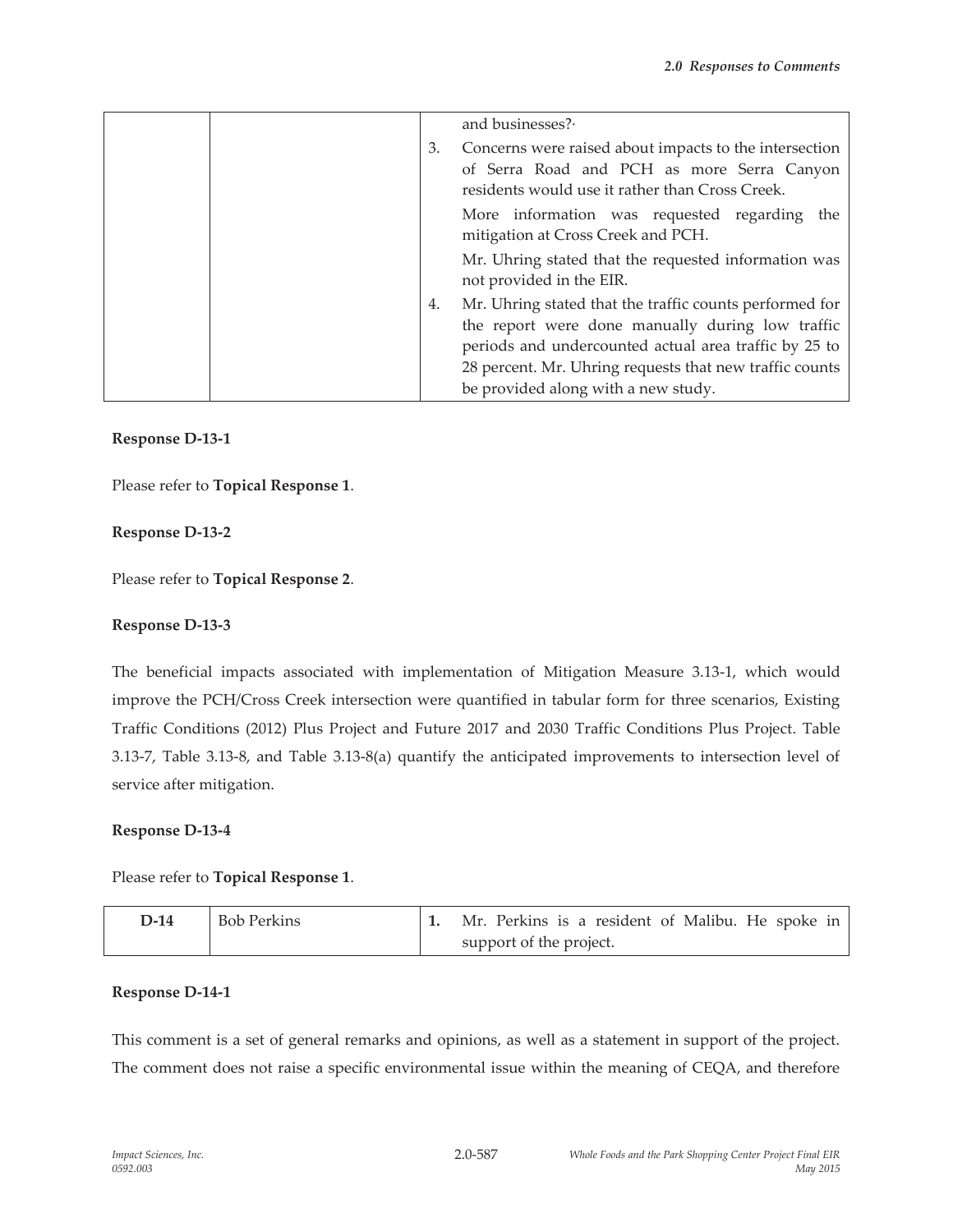| | | |
|---|---|---|
| | | and businesses?· |
| | | 3. Concerns were raised about impacts to the intersection of Serra Road and PCH as more Serra Canyon residents would use it rather than Cross Creek. More information was requested regarding the mitigation at Cross Creek and PCH. Mr. Uhring stated that the requested information was not provided in the EIR. |
| | | 4. Mr. Uhring stated that the traffic counts performed for the report were done manually during low traffic periods and undercounted actual area traffic by 25 to 28 percent. Mr. Uhring requests that new traffic counts be provided along with a new study. |

**Response D-13-1**

Please refer to **Topical Response 1**.

**Response D-13-2**

Please refer to **Topical Response 2**.

**Response D-13-3**

The beneficial impacts associated with implementation of Mitigation Measure 3.13-1, which would improve the PCH/Cross Creek intersection were quantified in tabular form for three scenarios, Existing Traffic Conditions (2012) Plus Project and Future 2017 and 2030 Traffic Conditions Plus Project. Table 3.13-7, Table 3.13-8, and Table 3.13-8(a) quantify the anticipated improvements to intersection level of service after mitigation.

**Response D-13-4**

Please refer to **Topical Response 1**.

| | | |
|---|---|---|
| **D-14** | Bob Perkins | **1.** Mr. Perkins is a resident of Malibu. He spoke in support of the project. |

**Response D-14-1**

This comment is a set of general remarks and opinions, as well as a statement in support of the project. The comment does not raise a specific environmental issue within the meaning of CEQA, and therefore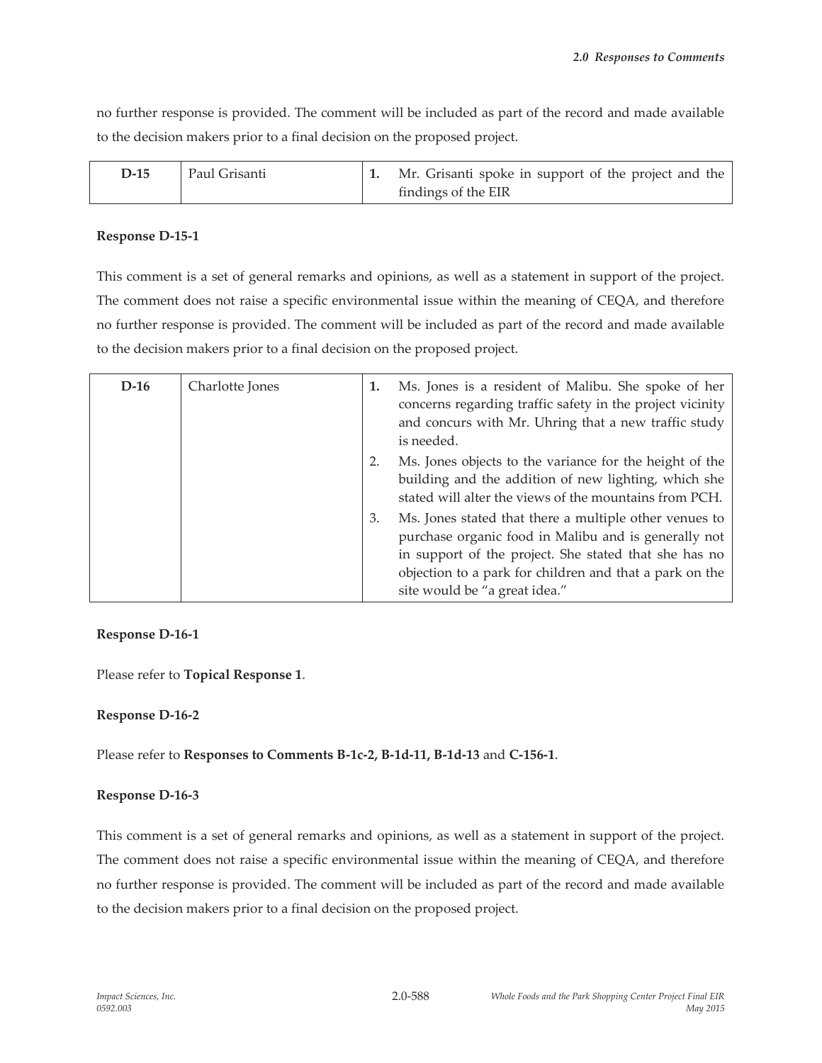no further response is provided. The comment will be included as part of the record and made available to the decision makers prior to a final decision on the proposed project.

| **D-15** | Paul Grisanti | **1.** Mr. Grisanti spoke in support of the project and the findings of the EIR |
|---|---|---|

**Response D-15-1**

This comment is a set of general remarks and opinions, as well as a statement in support of the project. The comment does not raise a specific environmental issue within the meaning of CEQA, and therefore no further response is provided. The comment will be included as part of the record and made available to the decision makers prior to a final decision on the proposed project.

| **D-16** | Charlotte Jones | **1.** Ms. Jones is a resident of Malibu. She spoke of her concerns regarding traffic safety in the project vicinity and concurs with Mr. Uhring that a new traffic study is needed.<br>2. Ms. Jones objects to the variance for the height of the building and the addition of new lighting, which she stated will alter the views of the mountains from PCH.<br>3. Ms. Jones stated that there a multiple other venues to purchase organic food in Malibu and is generally not in support of the project. She stated that she has no objection to a park for children and that a park on the site would be "a great idea." |
|---|---|---|

**Response D-16-1**

Please refer to **Topical Response 1**.

**Response D-16-2**

Please refer to **Responses to Comments B-1c-2, B-1d-11, B-1d-13** and **C-156-1**.

**Response D-16-3**

This comment is a set of general remarks and opinions, as well as a statement in support of the project. The comment does not raise a specific environmental issue within the meaning of CEQA, and therefore no further response is provided. The comment will be included as part of the record and made available to the decision makers prior to a final decision on the proposed project.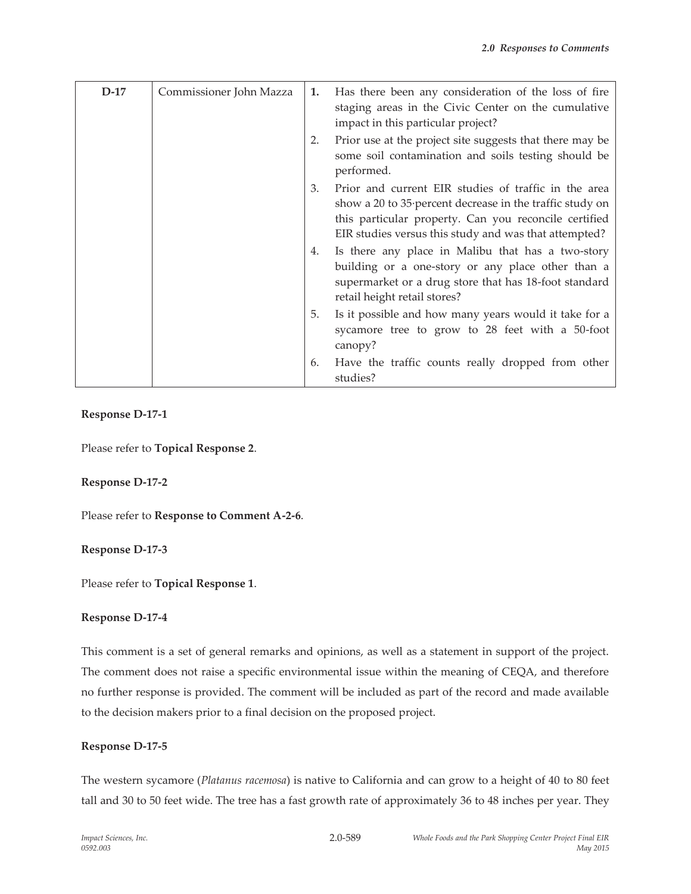| D-17 | Commissioner John Mazza | 1. Has there been any consideration of the loss of fire staging areas in the Civic Center on the cumulative impact in this particular project?<br>2. Prior use at the project site suggests that there may be some soil contamination and soils testing should be performed.<br>3. Prior and current EIR studies of traffic in the area show a 20 to 35·percent decrease in the traffic study on this particular property. Can you reconcile certified EIR studies versus this study and was that attempted?<br>4. Is there any place in Malibu that has a two-story building or a one-story or any place other than a supermarket or a drug store that has 18-foot standard retail height retail stores?<br>5. Is it possible and how many years would it take for a sycamore tree to grow to 28 feet with a 50-foot canopy?<br>6. Have the traffic counts really dropped from other studies? |
|---|---|---|

**Response D-17-1**

Please refer to **Topical Response 2**.

**Response D-17-2**

Please refer to **Response to Comment A-2-6**.

**Response D-17-3**

Please refer to **Topical Response 1**.

**Response D-17-4**

This comment is a set of general remarks and opinions, as well as a statement in support of the project. The comment does not raise a specific environmental issue within the meaning of CEQA, and therefore no further response is provided. The comment will be included as part of the record and made available to the decision makers prior to a final decision on the proposed project.

**Response D-17-5**

The western sycamore (*Platanus racemosa*) is native to California and can grow to a height of 40 to 80 feet tall and 30 to 50 feet wide. The tree has a fast growth rate of approximately 36 to 48 inches per year. They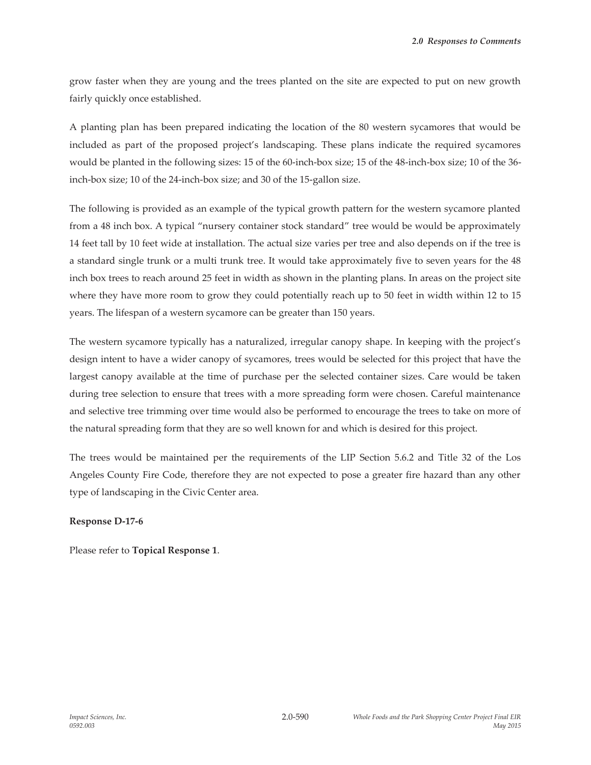grow faster when they are young and the trees planted on the site are expected to put on new growth fairly quickly once established.

A planting plan has been prepared indicating the location of the 80 western sycamores that would be included as part of the proposed project's landscaping. These plans indicate the required sycamores would be planted in the following sizes: 15 of the 60-inch-box size; 15 of the 48-inch-box size; 10 of the 36-inch-box size; 10 of the 24-inch-box size; and 30 of the 15-gallon size.

The following is provided as an example of the typical growth pattern for the western sycamore planted from a 48 inch box. A typical "nursery container stock standard" tree would be would be approximately 14 feet tall by 10 feet wide at installation. The actual size varies per tree and also depends on if the tree is a standard single trunk or a multi trunk tree. It would take approximately five to seven years for the 48 inch box trees to reach around 25 feet in width as shown in the planting plans. In areas on the project site where they have more room to grow they could potentially reach up to 50 feet in width within 12 to 15 years. The lifespan of a western sycamore can be greater than 150 years.

The western sycamore typically has a naturalized, irregular canopy shape. In keeping with the project's design intent to have a wider canopy of sycamores, trees would be selected for this project that have the largest canopy available at the time of purchase per the selected container sizes. Care would be taken during tree selection to ensure that trees with a more spreading form were chosen. Careful maintenance and selective tree trimming over time would also be performed to encourage the trees to take on more of the natural spreading form that they are so well known for and which is desired for this project.

The trees would be maintained per the requirements of the LIP Section 5.6.2 and Title 32 of the Los Angeles County Fire Code, therefore they are not expected to pose a greater fire hazard than any other type of landscaping in the Civic Center area.

**Response D-17-6**

Please refer to **Topical Response 1**.